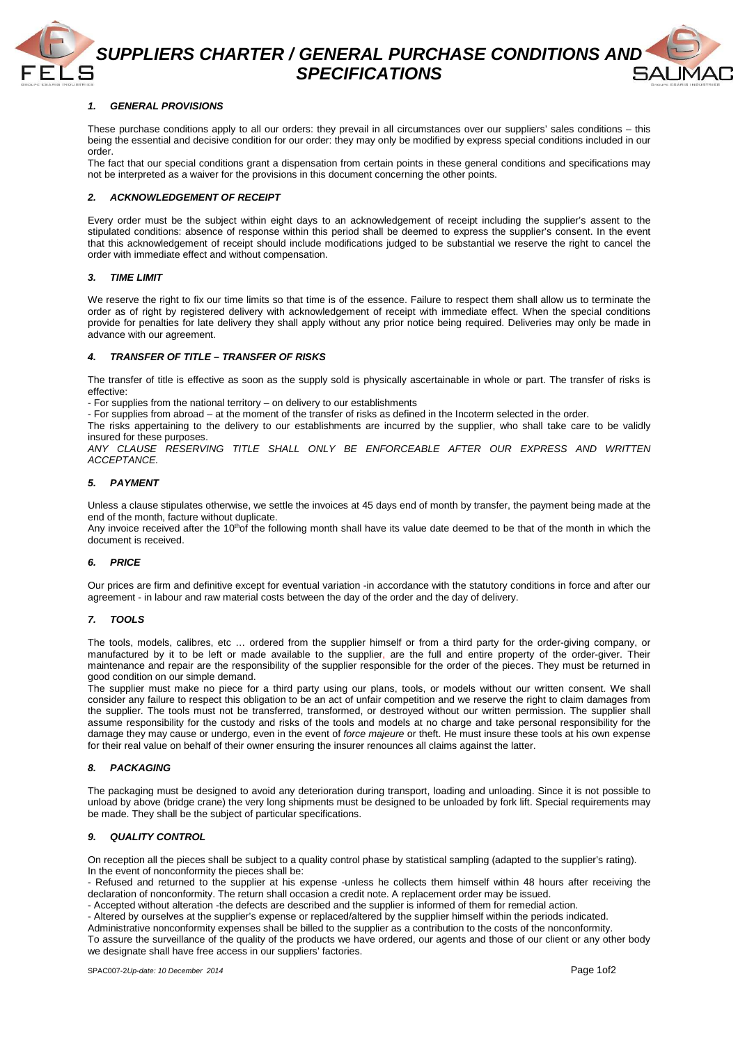# SUPPLIERS CHARTER / GENERAL PURCHASE CONDITIONS AND SPECIFICATIONS

## 1. GENERAL PROVISIONS

These purchase conditions apply to all our orders: they prevail in all circumstances over our suppliers' sales conditions – this being the essential and decisive condition for our order: they may only be modified by express special conditions included in our order.

The fact that our special conditions grant a dispensation from certain points in these general conditions and specifications may not be interpreted as a waiver for the provisions in this document concerning the other points.

## 2. ACKNOWLEDGEMENT OF RECEIPT

Every order must be the subject within eight days to an acknowledgement of receipt including the supplier's assent to the stipulated conditions: absence of response within this period shall be deemed to express the supplier's consent. In the event that this acknowledgement of receipt should include modifications judged to be substantial we reserve the right to cancel the order with immediate effect and without compensation.

## 3. TIME LIMIT

We reserve the right to fix our time limits so that time is of the essence. Failure to respect them shall allow us to terminate the order as of right by registered delivery with acknowledgement of receipt with immediate effect. When the special conditions provide for penalties for late delivery they shall apply without any prior notice being required. Deliveries may only be made in advance with our agreement.

## 4. TRANSFER OF TITLE – TRANSFER OF RISKS

The transfer of title is effective as soon as the supply sold is physically ascertainable in whole or part. The transfer of risks is effective:

- For supplies from the national territory – on delivery to our establishments
- For supplies from abroad – at the moment of the transfer of risks as defined in the Incoterm selected in the order.

The risks appertaining to the delivery to our establishments are incurred by the supplier, who shall take care to be validly insured for these purposes.

*ANY CLAUSE RESERVING TITLE SHALL ONLY BE ENFORCEABLE AFTER OUR EXPRESS AND WRITTEN ACCEPTANCE.*

## 5. PAYMENT

Unless a clause stipulates otherwise, we settle the invoices at 45 days end of month by transfer, the payment being made at the end of the month, facture without duplicate.

Any invoice received after the 10th of the following month shall have its value date deemed to be that of the month in which the document is received.

## 6. PRICE

Our prices are firm and definitive except for eventual variation -in accordance with the statutory conditions in force and after our agreement - in labour and raw material costs between the day of the order and the day of delivery.

## 7. TOOLS

The tools, models, calibres, etc … ordered from the supplier himself or from a third party for the order-giving company, or manufactured by it to be left or made available to the supplier, are the full and entire property of the order-giver. Their maintenance and repair are the responsibility of the supplier responsible for the order of the pieces. They must be returned in good condition on our simple demand.

The supplier must make no piece for a third party using our plans, tools, or models without our written consent. We shall consider any failure to respect this obligation to be an act of unfair competition and we reserve the right to claim damages from the supplier. The tools must not be transferred, transformed, or destroyed without our written permission. The supplier shall assume responsibility for the custody and risks of the tools and models at no charge and take personal responsibility for the damage they may cause or undergo, even in the event of *force majeure* or theft. He must insure these tools at his own expense for their real value on behalf of their owner ensuring the insurer renounces all claims against the latter.

## 8. PACKAGING

The packaging must be designed to avoid any deterioration during transport, loading and unloading. Since it is not possible to unload by above (bridge crane) the very long shipments must be designed to be unloaded by fork lift. Special requirements may be made. They shall be the subject of particular specifications.

## 9. QUALITY CONTROL

On reception all the pieces shall be subject to a quality control phase by statistical sampling (adapted to the supplier's rating). In the event of nonconformity the pieces shall be:

- Refused and returned to the supplier at his expense -unless he collects them himself within 48 hours after receiving the declaration of nonconformity. The return shall occasion a credit note. A replacement order may be issued.
- Accepted without alteration -the defects are described and the supplier is informed of them for remedial action.
- Altered by ourselves at the supplier's expense or replaced/altered by the supplier himself within the periods indicated.

Administrative nonconformity expenses shall be billed to the supplier as a contribution to the costs of the nonconformity.

To assure the surveillance of the quality of the products we have ordered, our agents and those of our client or any other body we designate shall have free access in our suppliers' factories.

SPAC007-2*Up-date: 10 December 2014*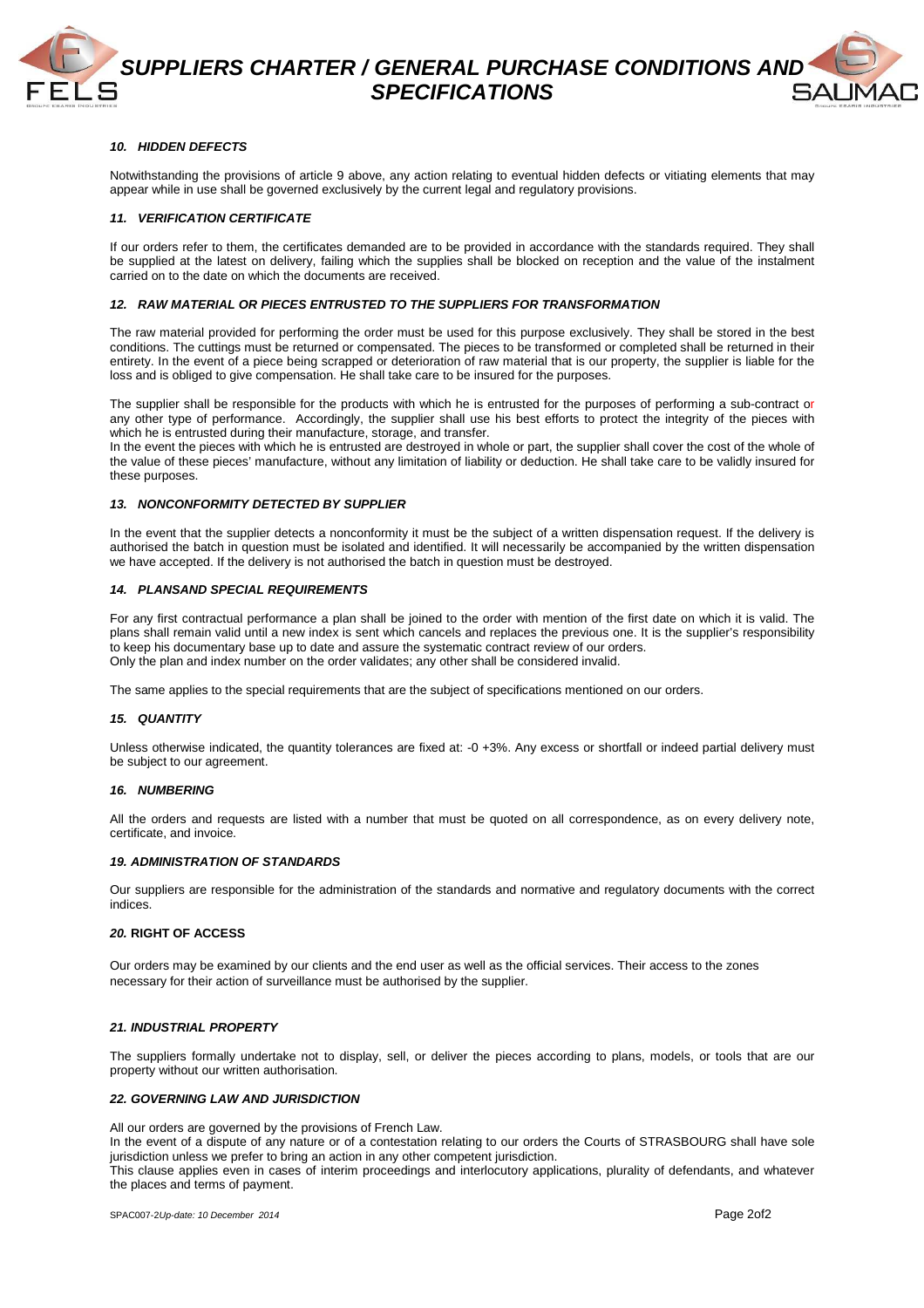## 10. HIDDEN DEFECTS

Notwithstanding the provisions of article 9 above, any action relating to eventual hidden defects or vitiating elements that may appear while in use shall be governed exclusively by the current legal and regulatory provisions.

## 11. VERIFICATION CERTIFICATE

If our orders refer to them, the certificates demanded are to be provided in accordance with the standards required. They shall be supplied at the latest on delivery, failing which the supplies shall be blocked on reception and the value of the instalment carried on to the date on which the documents are received.

## 12. RAW MATERIAL OR PIECES ENTRUSTED TO THE SUPPLIERS FOR TRANSFORMATION

The raw material provided for performing the order must be used for this purpose exclusively. They shall be stored in the best conditions. The cuttings must be returned or compensated. The pieces to be transformed or completed shall be returned in their entirety. In the event of a piece being scrapped or deterioration of raw material that is our property, the supplier is liable for the loss and is obliged to give compensation. He shall take care to be insured for the purposes.

The supplier shall be responsible for the products with which he is entrusted for the purposes of performing a sub-contract or any other type of performance. Accordingly, the supplier shall use his best efforts to protect the integrity of the pieces with which he is entrusted during their manufacture, storage, and transfer.
In the event the pieces with which he is entrusted are destroyed in whole or part, the supplier shall cover the cost of the whole of the value of these pieces' manufacture, without any limitation of liability or deduction. He shall take care to be validly insured for these purposes.

## 13. NONCONFORMITY DETECTED BY SUPPLIER

In the event that the supplier detects a nonconformity it must be the subject of a written dispensation request. If the delivery is authorised the batch in question must be isolated and identified. It will necessarily be accompanied by the written dispensation we have accepted. If the delivery is not authorised the batch in question must be destroyed.

## 14. PLANSAND SPECIAL REQUIREMENTS

For any first contractual performance a plan shall be joined to the order with mention of the first date on which it is valid. The plans shall remain valid until a new index is sent which cancels and replaces the previous one. It is the supplier's responsibility to keep his documentary base up to date and assure the systematic contract review of our orders.
Only the plan and index number on the order validates; any other shall be considered invalid.

The same applies to the special requirements that are the subject of specifications mentioned on our orders.

## 15. QUANTITY

Unless otherwise indicated, the quantity tolerances are fixed at: -0 +3%. Any excess or shortfall or indeed partial delivery must be subject to our agreement.

## 16. NUMBERING

All the orders and requests are listed with a number that must be quoted on all correspondence, as on every delivery note, certificate, and invoice.

## 19. ADMINISTRATION OF STANDARDS

Our suppliers are responsible for the administration of the standards and normative and regulatory documents with the correct indices.

## 20. RIGHT OF ACCESS

Our orders may be examined by our clients and the end user as well as the official services. Their access to the zones necessary for their action of surveillance must be authorised by the supplier.

## 21. INDUSTRIAL PROPERTY

The suppliers formally undertake not to display, sell, or deliver the pieces according to plans, models, or tools that are our property without our written authorisation.

## 22. GOVERNING LAW AND JURISDICTION

All our orders are governed by the provisions of French Law.
In the event of a dispute of any nature or of a contestation relating to our orders the Courts of STRASBOURG shall have sole jurisdiction unless we prefer to bring an action in any other competent jurisdiction.
This clause applies even in cases of interim proceedings and interlocutory applications, plurality of defendants, and whatever the places and terms of payment.

SPAC007-2*Up-date: 10 December 2014*